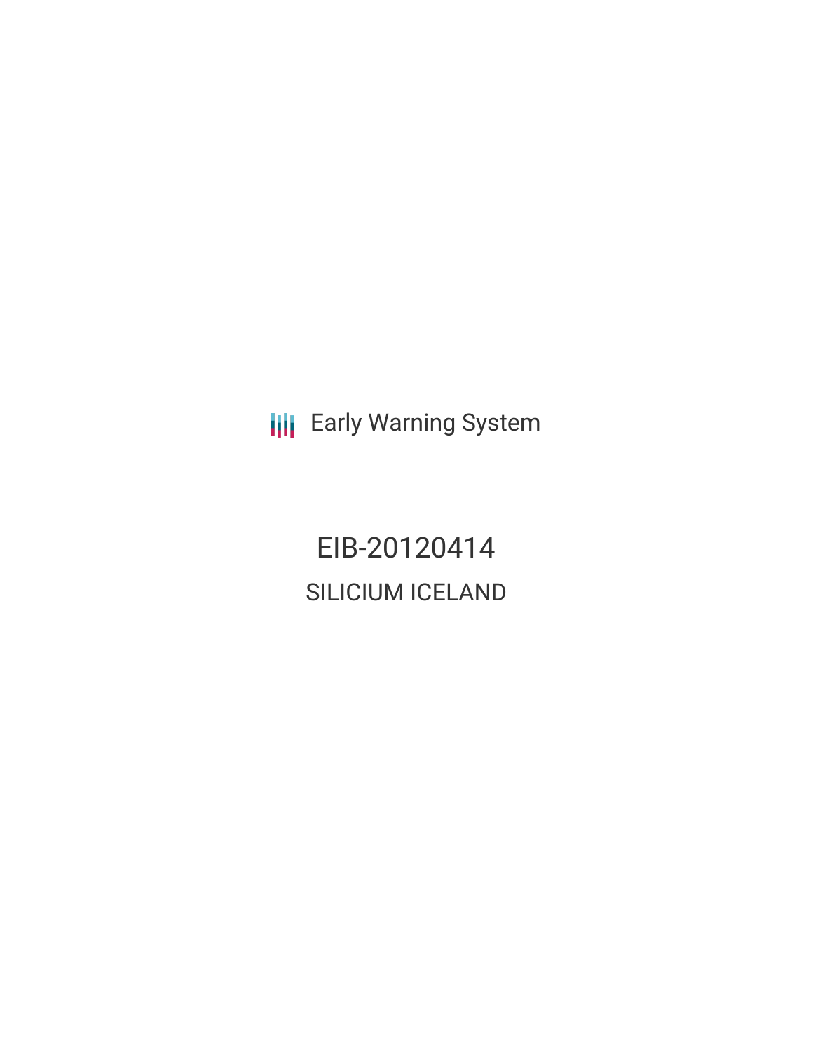Early Warning System

# EIB-20120414

## SILICIUM ICELAND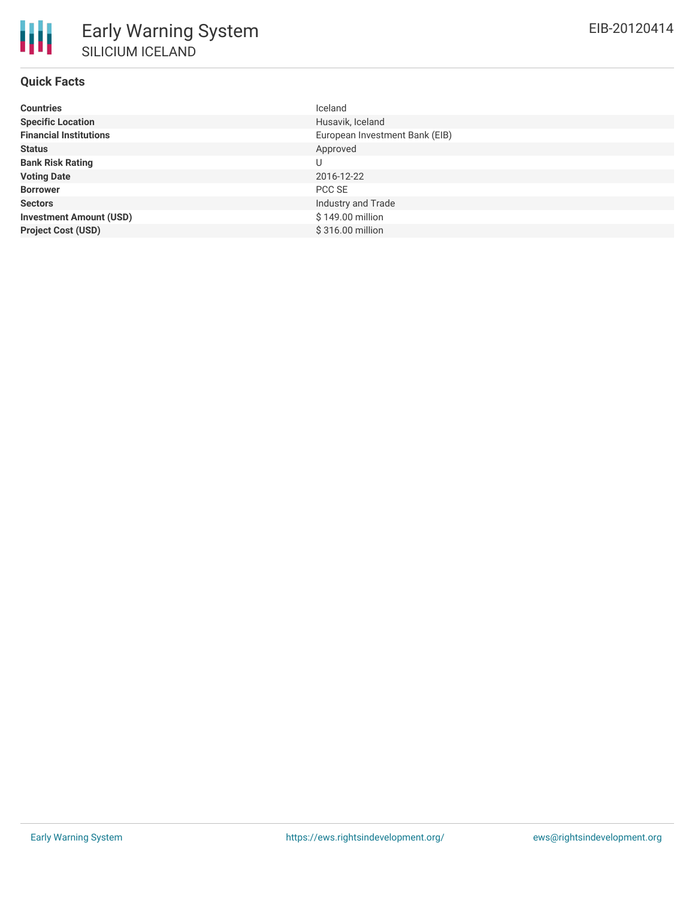# Early Warning System

## SILICIUM ICELAND

EIB-20120414

### Quick Facts

| | |
|---|---|
| **Countries** | Iceland |
| **Specific Location** | Husavik, Iceland |
| **Financial Institutions** | European Investment Bank (EIB) |
| **Status** | Approved |
| **Bank Risk Rating** | U |
| **Voting Date** | 2016-12-22 |
| **Borrower** | PCC SE |
| **Sectors** | Industry and Trade |
| **Investment Amount (USD)** | $ 149.00 million |
| **Project Cost (USD)** | $ 316.00 million |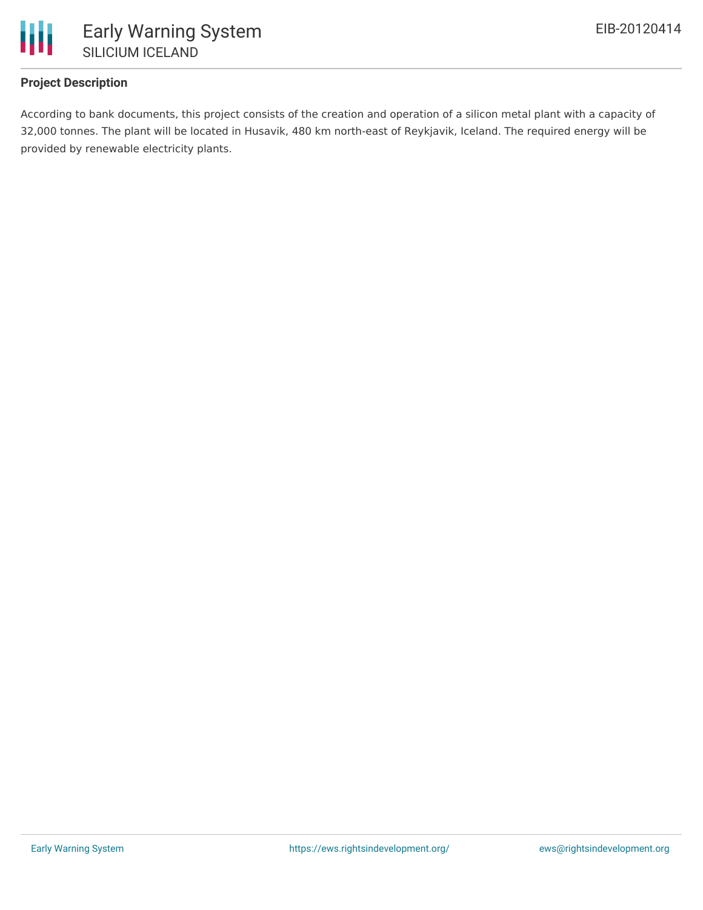### Project Description

According to bank documents, this project consists of the creation and operation of a silicon metal plant with a capacity of 32,000 tonnes. The plant will be located in Husavik, 480 km north-east of Reykjavik, Iceland. The required energy will be provided by renewable electricity plants.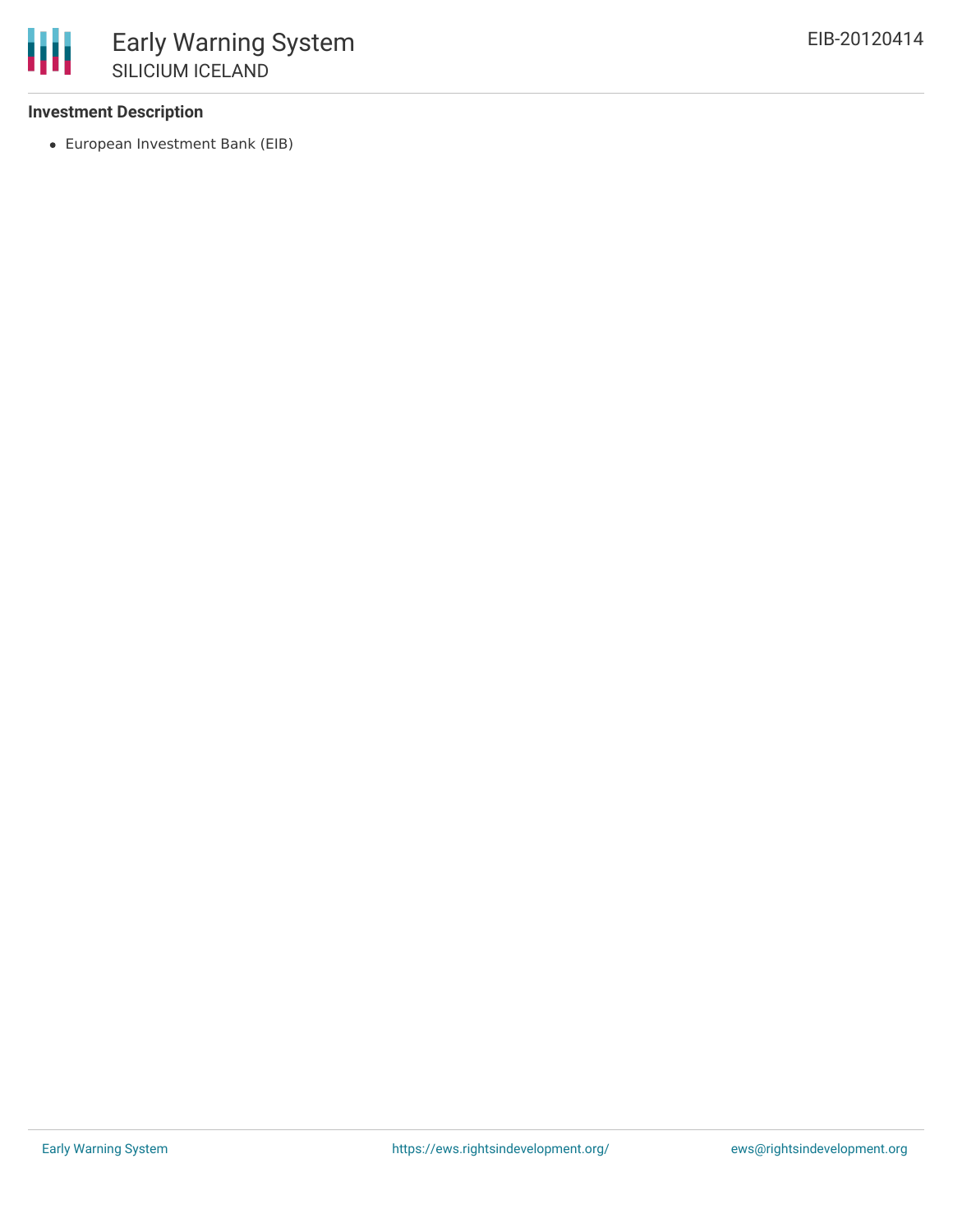**Investment Description**

- European Investment Bank (EIB)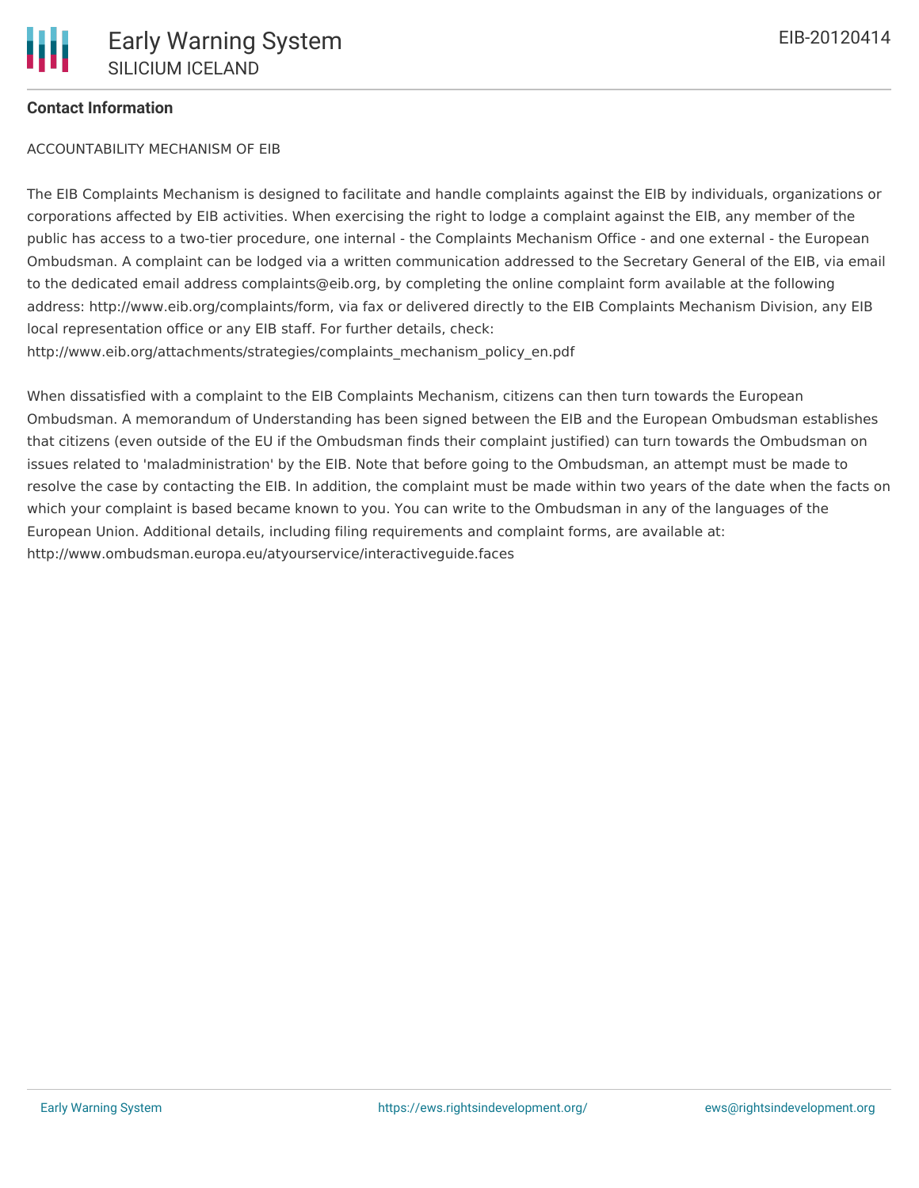**Contact Information**

ACCOUNTABILITY MECHANISM OF EIB

The EIB Complaints Mechanism is designed to facilitate and handle complaints against the EIB by individuals, organizations or corporations affected by EIB activities. When exercising the right to lodge a complaint against the EIB, any member of the public has access to a two-tier procedure, one internal - the Complaints Mechanism Office - and one external - the European Ombudsman. A complaint can be lodged via a written communication addressed to the Secretary General of the EIB, via email to the dedicated email address complaints@eib.org, by completing the online complaint form available at the following address: http://www.eib.org/complaints/form, via fax or delivered directly to the EIB Complaints Mechanism Division, any EIB local representation office or any EIB staff. For further details, check: http://www.eib.org/attachments/strategies/complaints_mechanism_policy_en.pdf

When dissatisfied with a complaint to the EIB Complaints Mechanism, citizens can then turn towards the European Ombudsman. A memorandum of Understanding has been signed between the EIB and the European Ombudsman establishes that citizens (even outside of the EU if the Ombudsman finds their complaint justified) can turn towards the Ombudsman on issues related to 'maladministration' by the EIB. Note that before going to the Ombudsman, an attempt must be made to resolve the case by contacting the EIB. In addition, the complaint must be made within two years of the date when the facts on which your complaint is based became known to you. You can write to the Ombudsman in any of the languages of the European Union. Additional details, including filing requirements and complaint forms, are available at: http://www.ombudsman.europa.eu/atyourservice/interactiveguide.faces